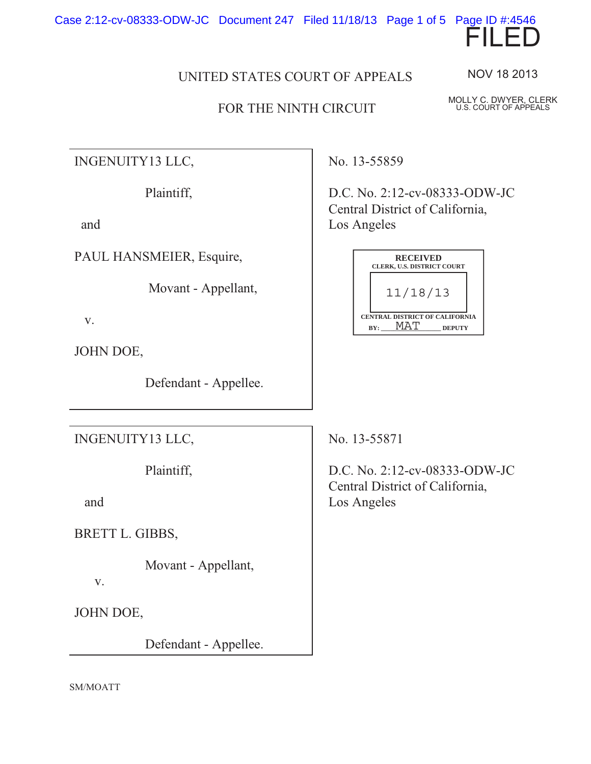FILED

NOV 18 2013

MOLLY C. DWYER, CLERK
U.S. COURT OF APPEALS

UNITED STATES COURT OF APPEALS

FOR THE NINTH CIRCUIT

| | |
|---|---|
| INGENUITY13 LLC,<br><br>Plaintiff,<br><br>and<br><br>PAUL HANSMEIER, Esquire,<br><br>Movant - Appellant,<br><br>v.<br><br>JOHN DOE,<br><br>Defendant - Appellee. | No. 13-55859<br><br>D.C. No. 2:12-cv-08333-ODW-JC<br>Central District of California,<br>Los Angeles |

RECEIVED
CLERK, U.S. DISTRICT COURT
11/18/13
CENTRAL DISTRICT OF CALIFORNIA
BY: MAT DEPUTY

| | |
|---|---|
| INGENUITY13 LLC,<br><br>Plaintiff,<br><br>and<br><br>BRETT L. GIBBS,<br><br>Movant - Appellant,<br><br>v.<br><br>JOHN DOE,<br><br>Defendant - Appellee. | No. 13-55871<br><br>D.C. No. 2:12-cv-08333-ODW-JC<br>Central District of California,<br>Los Angeles |

SM/MOATT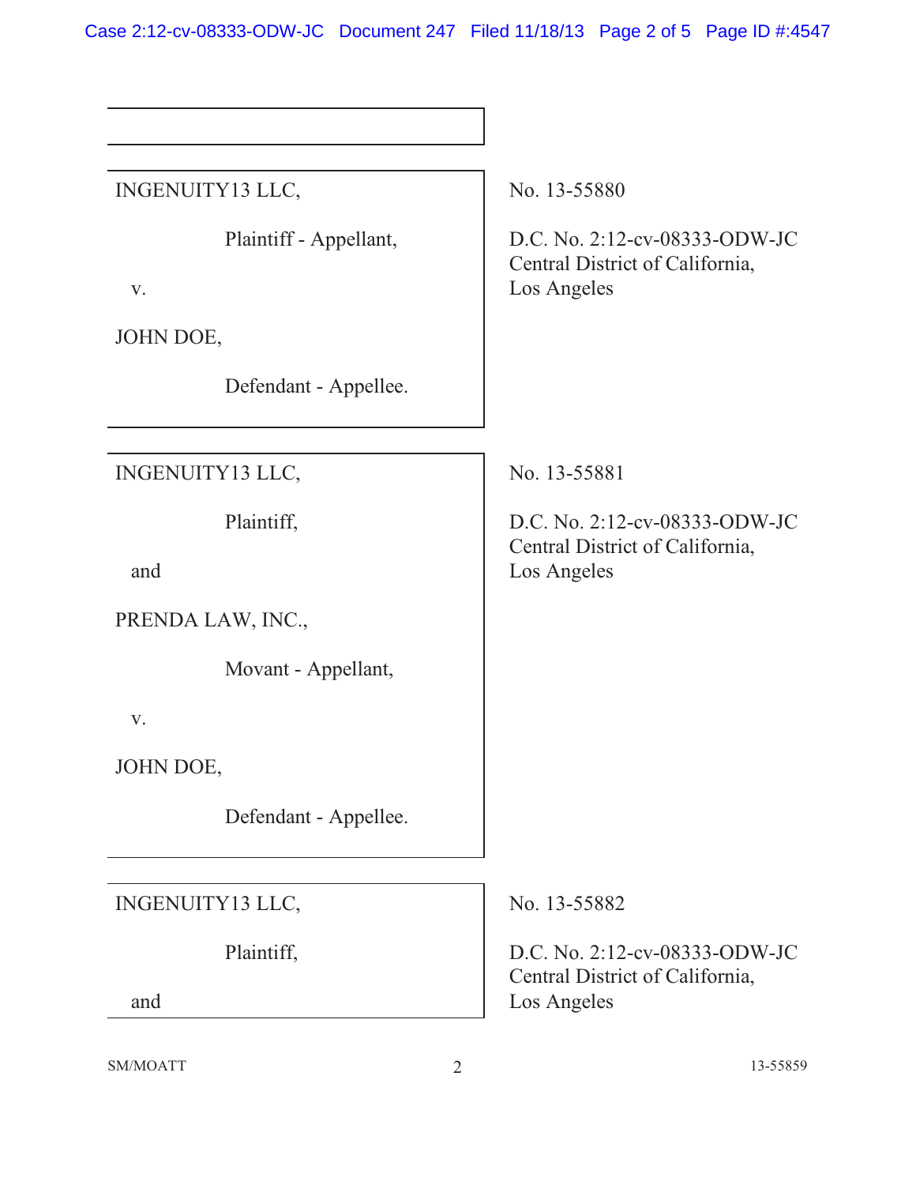| | |
|---|---|
| INGENUITY13 LLC,<br><br>Plaintiff - Appellant,<br><br>v.<br><br>JOHN DOE,<br><br>Defendant - Appellee. | No. 13-55880<br><br>D.C. No. 2:12-cv-08333-ODW-JC<br>Central District of California,<br>Los Angeles |
| INGENUITY13 LLC,<br><br>Plaintiff,<br><br>and<br><br>PRENDA LAW, INC.,<br><br>Movant - Appellant,<br><br>v.<br><br>JOHN DOE,<br><br>Defendant - Appellee. | No. 13-55881<br><br>D.C. No. 2:12-cv-08333-ODW-JC<br>Central District of California,<br>Los Angeles |
| INGENUITY13 LLC,<br><br>Plaintiff,<br><br>and | No. 13-55882<br><br>D.C. No. 2:12-cv-08333-ODW-JC<br>Central District of California,<br>Los Angeles |

SM/MOATT 13-55859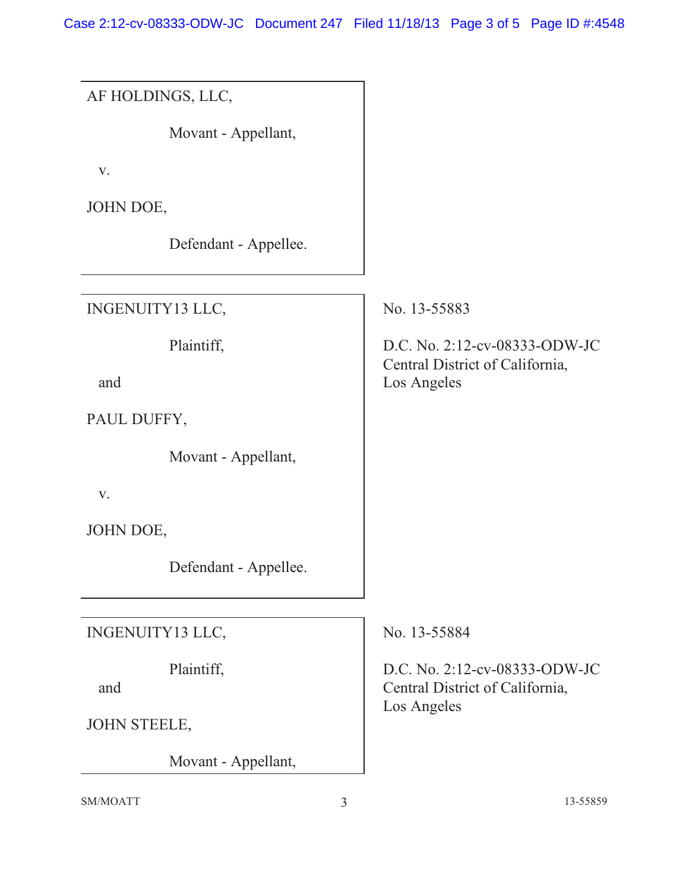AF HOLDINGS, LLC,

Movant - Appellant,

v.

JOHN DOE,

Defendant - Appellee.

---

INGENUITY13 LLC,

Plaintiff,

and

PAUL DUFFY,

Movant - Appellant,

v.

JOHN DOE,

Defendant - Appellee.

No. 13-55883

D.C. No. 2:12-cv-08333-ODW-JC
Central District of California,
Los Angeles

---

INGENUITY13 LLC,

Plaintiff,

and

JOHN STEELE,

Movant - Appellant,

No. 13-55884

D.C. No. 2:12-cv-08333-ODW-JC
Central District of California,
Los Angeles

SM/MOATT 13-55859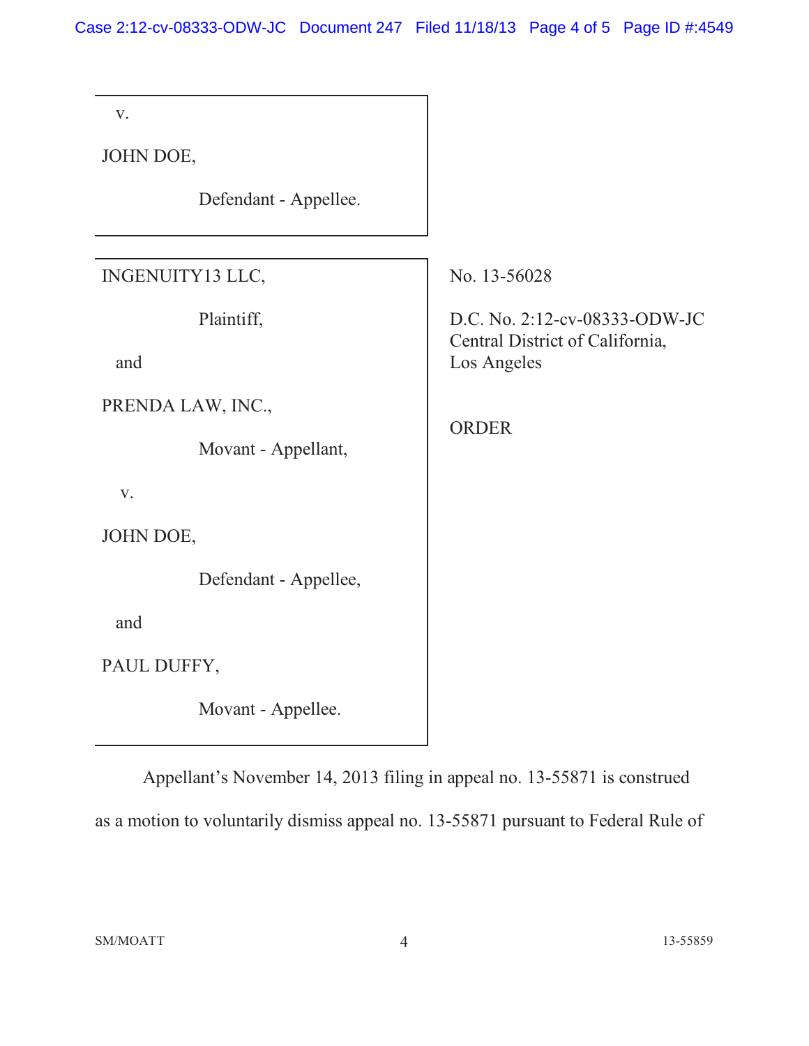v.

JOHN DOE,

Defendant - Appellee.

---

INGENUITY13 LLC,

Plaintiff,

and

PRENDA LAW, INC.,

Movant - Appellant,

v.

JOHN DOE,

Defendant - Appellee,

and

PAUL DUFFY,

Movant - Appellee.

No. 13-56028

D.C. No. 2:12-cv-08333-ODW-JC
Central District of California,
Los Angeles

ORDER

Appellant's November 14, 2013 filing in appeal no. 13-55871 is construed as a motion to voluntarily dismiss appeal no. 13-55871 pursuant to Federal Rule of

SM/MOATT

13-55859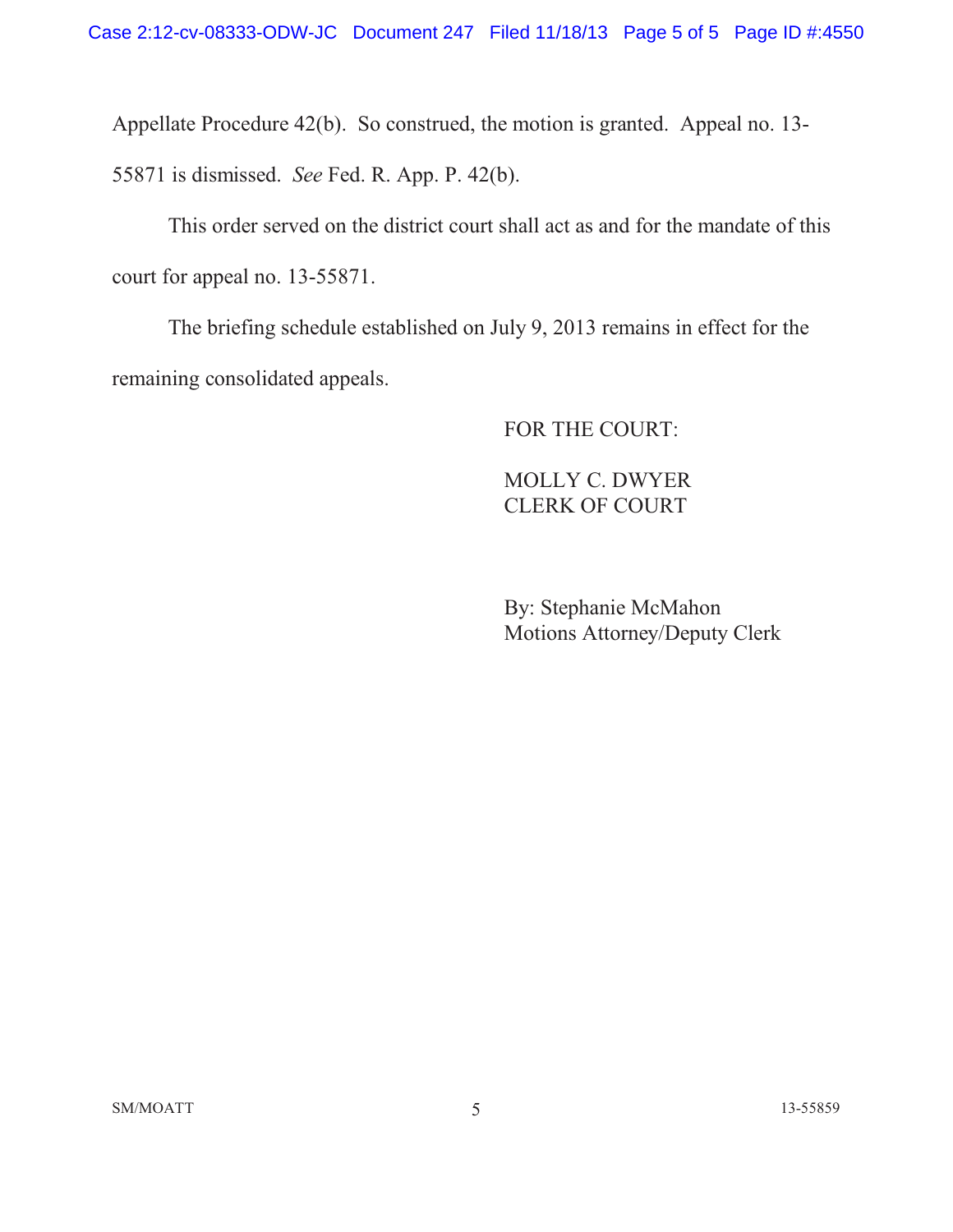Appellate Procedure 42(b). So construed, the motion is granted. Appeal no. 13-55871 is dismissed. *See* Fed. R. App. P. 42(b).

This order served on the district court shall act as and for the mandate of this court for appeal no. 13-55871.

The briefing schedule established on July 9, 2013 remains in effect for the remaining consolidated appeals.

FOR THE COURT:

MOLLY C. DWYER
CLERK OF COURT

By: Stephanie McMahon
Motions Attorney/Deputy Clerk

SM/MOATT

13-55859